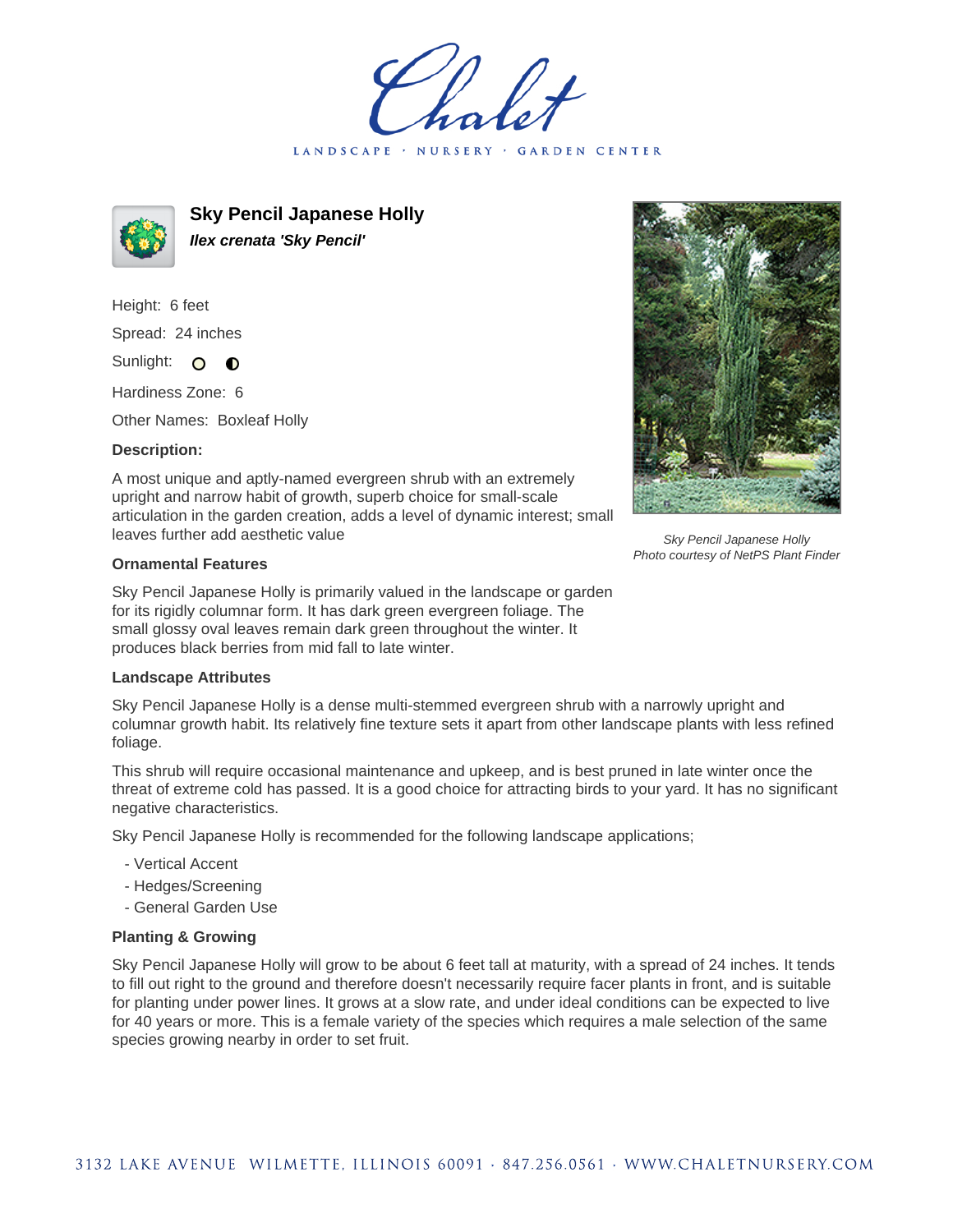# Sky Pencil Japanese Holly

***Ilex crenata 'Sky Pencil'***

Height: 6 feet

Spread: 24 inches

Sunlight: ○ ◐

Hardiness Zone: 6

Other Names: Boxleaf Holly

### Description:

A most unique and aptly-named evergreen shrub with an extremely upright and narrow habit of growth, superb choice for small-scale articulation in the garden creation, adds a level of dynamic interest; small leaves further add aesthetic value

*Sky Pencil Japanese Holly*
*Photo courtesy of NetPS Plant Finder*

### Ornamental Features

Sky Pencil Japanese Holly is primarily valued in the landscape or garden for its rigidly columnar form. It has dark green evergreen foliage. The small glossy oval leaves remain dark green throughout the winter. It produces black berries from mid fall to late winter.

### Landscape Attributes

Sky Pencil Japanese Holly is a dense multi-stemmed evergreen shrub with a narrowly upright and columnar growth habit. Its relatively fine texture sets it apart from other landscape plants with less refined foliage.

This shrub will require occasional maintenance and upkeep, and is best pruned in late winter once the threat of extreme cold has passed. It is a good choice for attracting birds to your yard. It has no significant negative characteristics.

Sky Pencil Japanese Holly is recommended for the following landscape applications;

- Vertical Accent
- Hedges/Screening
- General Garden Use

### Planting & Growing

Sky Pencil Japanese Holly will grow to be about 6 feet tall at maturity, with a spread of 24 inches. It tends to fill out right to the ground and therefore doesn't necessarily require facer plants in front, and is suitable for planting under power lines. It grows at a slow rate, and under ideal conditions can be expected to live for 40 years or more. This is a female variety of the species which requires a male selection of the same species growing nearby in order to set fruit.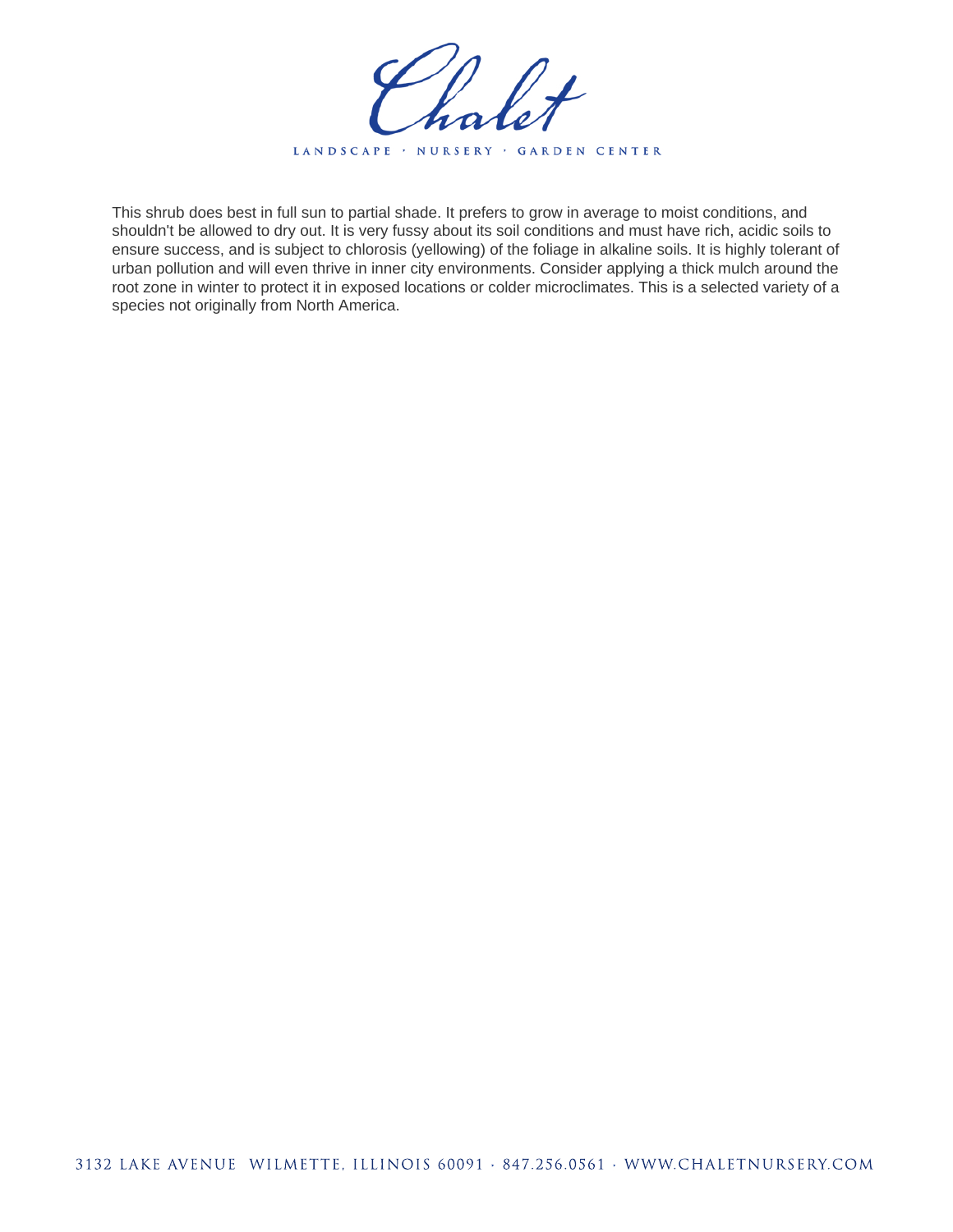This shrub does best in full sun to partial shade. It prefers to grow in average to moist conditions, and shouldn't be allowed to dry out. It is very fussy about its soil conditions and must have rich, acidic soils to ensure success, and is subject to chlorosis (yellowing) of the foliage in alkaline soils. It is highly tolerant of urban pollution and will even thrive in inner city environments. Consider applying a thick mulch around the root zone in winter to protect it in exposed locations or colder microclimates. This is a selected variety of a species not originally from North America.